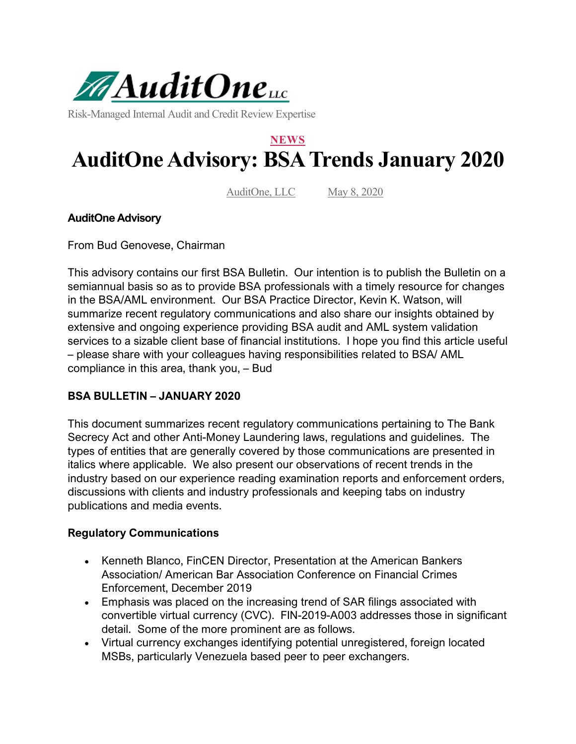AuditOne LLC

Risk-Managed Internal Audit and Credit Review Expertise

NEWS

# AuditOne Advisory: BSA Trends January 2020

AuditOne, LLC May 8, 2020

**AuditOne Advisory**

From Bud Genovese, Chairman

This advisory contains our first BSA Bulletin. Our intention is to publish the Bulletin on a semiannual basis so as to provide BSA professionals with a timely resource for changes in the BSA/AML environment. Our BSA Practice Director, Kevin K. Watson, will summarize recent regulatory communications and also share our insights obtained by extensive and ongoing experience providing BSA audit and AML system validation services to a sizable client base of financial institutions. I hope you find this article useful – please share with your colleagues having responsibilities related to BSA/ AML compliance in this area, thank you, – Bud

**BSA BULLETIN – JANUARY 2020**

This document summarizes recent regulatory communications pertaining to The Bank Secrecy Act and other Anti-Money Laundering laws, regulations and guidelines. The types of entities that are generally covered by those communications are presented in italics where applicable. We also present our observations of recent trends in the industry based on our experience reading examination reports and enforcement orders, discussions with clients and industry professionals and keeping tabs on industry publications and media events.

**Regulatory Communications**

- Kenneth Blanco, FinCEN Director, Presentation at the American Bankers Association/ American Bar Association Conference on Financial Crimes Enforcement, December 2019
- Emphasis was placed on the increasing trend of SAR filings associated with convertible virtual currency (CVC). FIN-2019-A003 addresses those in significant detail. Some of the more prominent are as follows.
- Virtual currency exchanges identifying potential unregistered, foreign located MSBs, particularly Venezuela based peer to peer exchangers.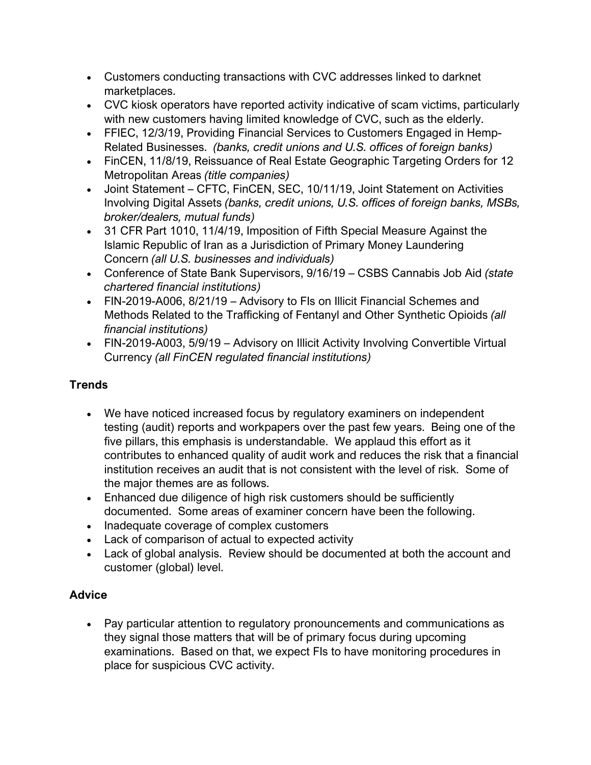- Customers conducting transactions with CVC addresses linked to darknet marketplaces.
- CVC kiosk operators have reported activity indicative of scam victims, particularly with new customers having limited knowledge of CVC, such as the elderly.
- FFIEC, 12/3/19, Providing Financial Services to Customers Engaged in Hemp-Related Businesses. *(banks, credit unions and U.S. offices of foreign banks)*
- FinCEN, 11/8/19, Reissuance of Real Estate Geographic Targeting Orders for 12 Metropolitan Areas *(title companies)*
- Joint Statement – CFTC, FinCEN, SEC, 10/11/19, Joint Statement on Activities Involving Digital Assets *(banks, credit unions, U.S. offices of foreign banks, MSBs, broker/dealers, mutual funds)*
- 31 CFR Part 1010, 11/4/19, Imposition of Fifth Special Measure Against the Islamic Republic of Iran as a Jurisdiction of Primary Money Laundering Concern *(all U.S. businesses and individuals)*
- Conference of State Bank Supervisors, 9/16/19 – CSBS Cannabis Job Aid *(state chartered financial institutions)*
- FIN-2019-A006, 8/21/19 – Advisory to FIs on Illicit Financial Schemes and Methods Related to the Trafficking of Fentanyl and Other Synthetic Opioids *(all financial institutions)*
- FIN-2019-A003, 5/9/19 – Advisory on Illicit Activity Involving Convertible Virtual Currency *(all FinCEN regulated financial institutions)*

**Trends**

- We have noticed increased focus by regulatory examiners on independent testing (audit) reports and workpapers over the past few years. Being one of the five pillars, this emphasis is understandable. We applaud this effort as it contributes to enhanced quality of audit work and reduces the risk that a financial institution receives an audit that is not consistent with the level of risk. Some of the major themes are as follows.
- Enhanced due diligence of high risk customers should be sufficiently documented. Some areas of examiner concern have been the following.
- Inadequate coverage of complex customers
- Lack of comparison of actual to expected activity
- Lack of global analysis. Review should be documented at both the account and customer (global) level.

**Advice**

- Pay particular attention to regulatory pronouncements and communications as they signal those matters that will be of primary focus during upcoming examinations. Based on that, we expect FIs to have monitoring procedures in place for suspicious CVC activity.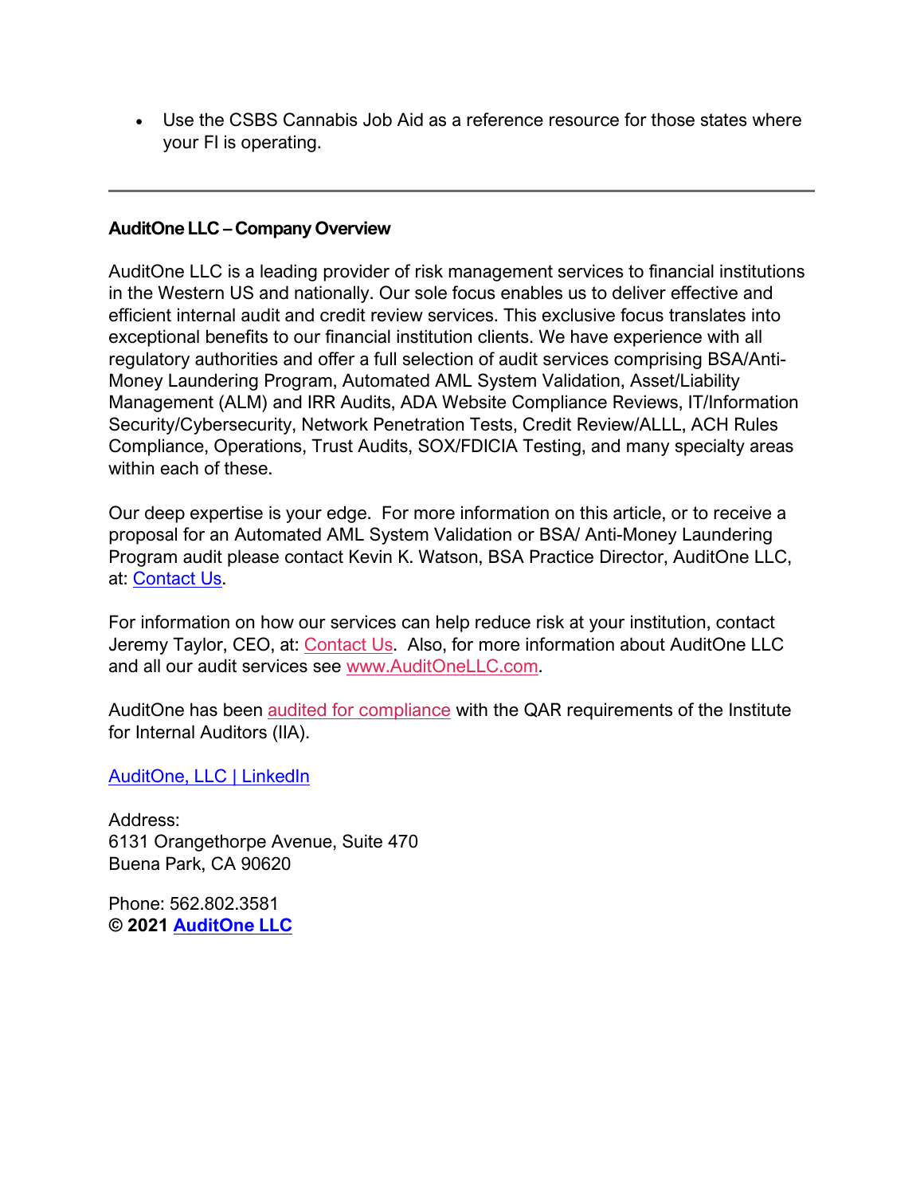- Use the CSBS Cannabis Job Aid as a reference resource for those states where your FI is operating.

---

**AuditOne LLC – Company Overview**

AuditOne LLC is a leading provider of risk management services to financial institutions in the Western US and nationally. Our sole focus enables us to deliver effective and efficient internal audit and credit review services. This exclusive focus translates into exceptional benefits to our financial institution clients. We have experience with all regulatory authorities and offer a full selection of audit services comprising BSA/Anti-Money Laundering Program, Automated AML System Validation, Asset/Liability Management (ALM) and IRR Audits, ADA Website Compliance Reviews, IT/Information Security/Cybersecurity, Network Penetration Tests, Credit Review/ALLL, ACH Rules Compliance, Operations, Trust Audits, SOX/FDICIA Testing, and many specialty areas within each of these.

Our deep expertise is your edge. For more information on this article, or to receive a proposal for an Automated AML System Validation or BSA/ Anti-Money Laundering Program audit please contact Kevin K. Watson, BSA Practice Director, AuditOne LLC, at: Contact Us.

For information on how our services can help reduce risk at your institution, contact Jeremy Taylor, CEO, at: Contact Us. Also, for more information about AuditOne LLC and all our audit services see www.AuditOneLLC.com.

AuditOne has been audited for compliance with the QAR requirements of the Institute for Internal Auditors (IIA).

AuditOne, LLC | LinkedIn

Address:
6131 Orangethorpe Avenue, Suite 470
Buena Park, CA 90620

Phone: 562.802.3581
**© 2021 AuditOne LLC**